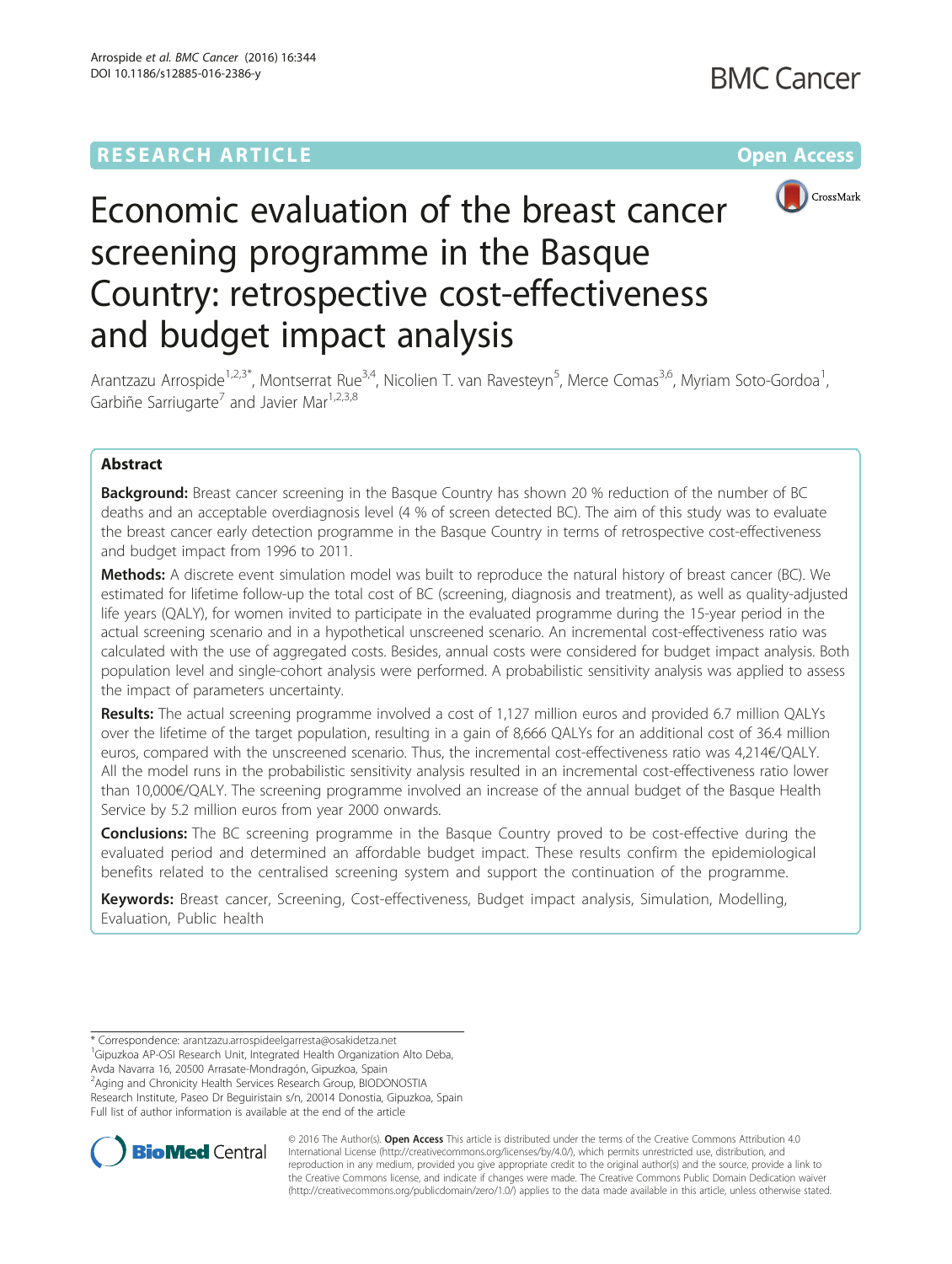RESEARCH ARTICLE

Open Access

# Economic evaluation of the breast cancer screening programme in the Basque Country: retrospective cost-effectiveness and budget impact analysis

Arantzazu Arrospide[1,2,3*], Montserrat Rue[3,4], Nicolien T. van Ravesteyn[5], Merce Comas[3,6], Myriam Soto-Gordoa[1], Garbiñe Sarriugarte[7] and Javier Mar[1,2,3,8]

## Abstract

**Background:** Breast cancer screening in the Basque Country has shown 20 % reduction of the number of BC deaths and an acceptable overdiagnosis level (4 % of screen detected BC). The aim of this study was to evaluate the breast cancer early detection programme in the Basque Country in terms of retrospective cost-effectiveness and budget impact from 1996 to 2011.

**Methods:** A discrete event simulation model was built to reproduce the natural history of breast cancer (BC). We estimated for lifetime follow-up the total cost of BC (screening, diagnosis and treatment), as well as quality-adjusted life years (QALY), for women invited to participate in the evaluated programme during the 15-year period in the actual screening scenario and in a hypothetical unscreened scenario. An incremental cost-effectiveness ratio was calculated with the use of aggregated costs. Besides, annual costs were considered for budget impact analysis. Both population level and single-cohort analysis were performed. A probabilistic sensitivity analysis was applied to assess the impact of parameters uncertainty.

**Results:** The actual screening programme involved a cost of 1,127 million euros and provided 6.7 million QALYs over the lifetime of the target population, resulting in a gain of 8,666 QALYs for an additional cost of 36.4 million euros, compared with the unscreened scenario. Thus, the incremental cost-effectiveness ratio was 4,214€/QALY. All the model runs in the probabilistic sensitivity analysis resulted in an incremental cost-effectiveness ratio lower than 10,000€/QALY. The screening programme involved an increase of the annual budget of the Basque Health Service by 5.2 million euros from year 2000 onwards.

**Conclusions:** The BC screening programme in the Basque Country proved to be cost-effective during the evaluated period and determined an affordable budget impact. These results confirm the epidemiological benefits related to the centralised screening system and support the continuation of the programme.

**Keywords:** Breast cancer, Screening, Cost-effectiveness, Budget impact analysis, Simulation, Modelling, Evaluation, Public health

\* Correspondence: arantzazu.arrospideelgarresta@osakidetza.net
[1]Gipuzkoa AP-OSI Research Unit, Integrated Health Organization Alto Deba, Avda Navarra 16, 20500 Arrasate-Mondragón, Gipuzkoa, Spain
[2]Aging and Chronicity Health Services Research Group, BIODONOSTIA Research Institute, Paseo Dr Beguiristain s/n, 20014 Donostia, Gipuzkoa, Spain
Full list of author information is available at the end of the article

© 2016 The Author(s). **Open Access** This article is distributed under the terms of the Creative Commons Attribution 4.0 International License (http://creativecommons.org/licenses/by/4.0/), which permits unrestricted use, distribution, and reproduction in any medium, provided you give appropriate credit to the original author(s) and the source, provide a link to the Creative Commons license, and indicate if changes were made. The Creative Commons Public Domain Dedication waiver (http://creativecommons.org/publicdomain/zero/1.0/) applies to the data made available in this article, unless otherwise stated.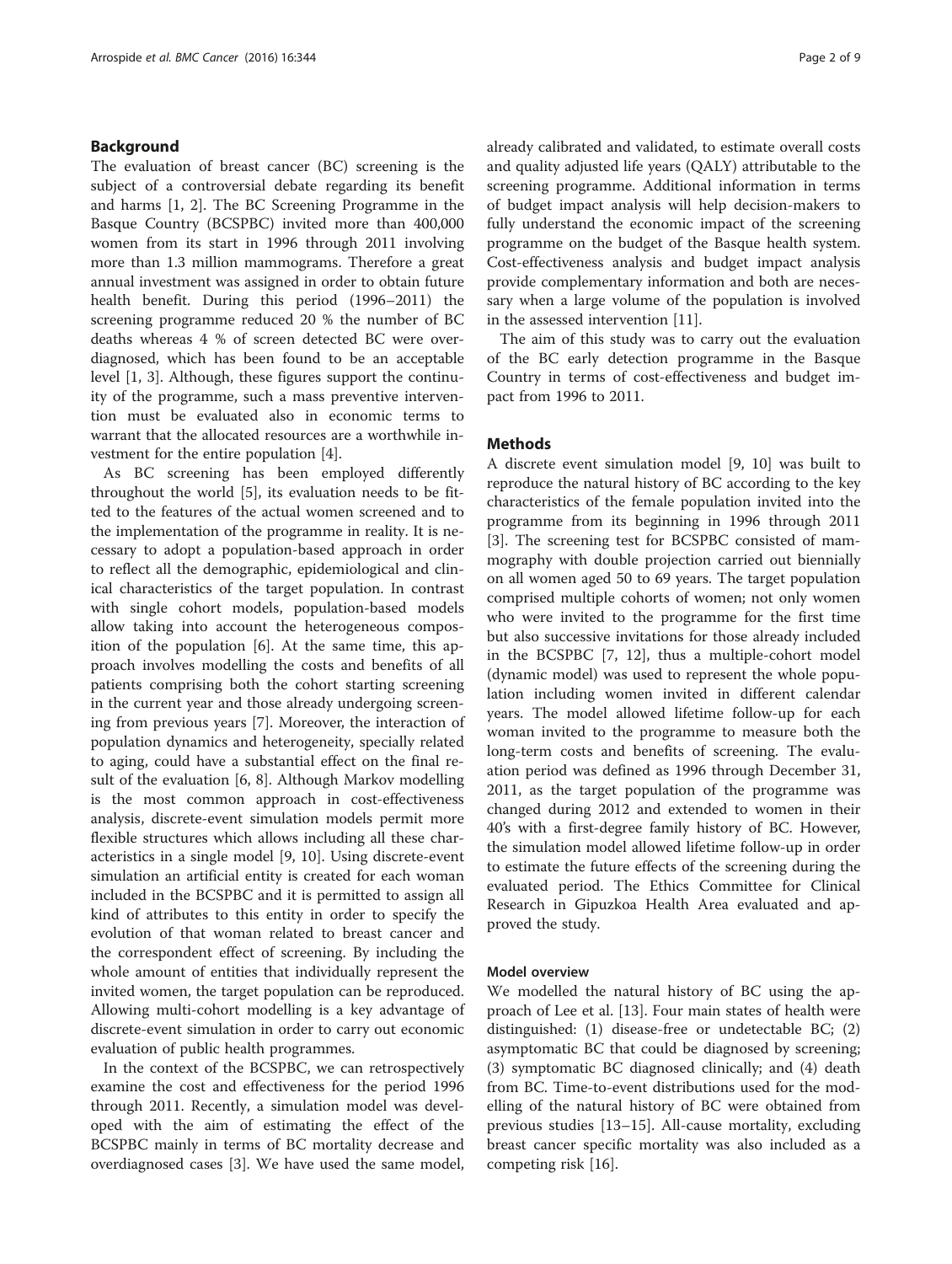## Background

The evaluation of breast cancer (BC) screening is the subject of a controversial debate regarding its benefit and harms [1, 2]. The BC Screening Programme in the Basque Country (BCSPBC) invited more than 400,000 women from its start in 1996 through 2011 involving more than 1.3 million mammograms. Therefore a great annual investment was assigned in order to obtain future health benefit. During this period (1996–2011) the screening programme reduced 20 % the number of BC deaths whereas 4 % of screen detected BC were overdiagnosed, which has been found to be an acceptable level [1, 3]. Although, these figures support the continuity of the programme, such a mass preventive intervention must be evaluated also in economic terms to warrant that the allocated resources are a worthwhile investment for the entire population [4].

As BC screening has been employed differently throughout the world [5], its evaluation needs to be fitted to the features of the actual women screened and to the implementation of the programme in reality. It is necessary to adopt a population-based approach in order to reflect all the demographic, epidemiological and clinical characteristics of the target population. In contrast with single cohort models, population-based models allow taking into account the heterogeneous composition of the population [6]. At the same time, this approach involves modelling the costs and benefits of all patients comprising both the cohort starting screening in the current year and those already undergoing screening from previous years [7]. Moreover, the interaction of population dynamics and heterogeneity, specially related to aging, could have a substantial effect on the final result of the evaluation [6, 8]. Although Markov modelling is the most common approach in cost-effectiveness analysis, discrete-event simulation models permit more flexible structures which allows including all these characteristics in a single model [9, 10]. Using discrete-event simulation an artificial entity is created for each woman included in the BCSPBC and it is permitted to assign all kind of attributes to this entity in order to specify the evolution of that woman related to breast cancer and the correspondent effect of screening. By including the whole amount of entities that individually represent the invited women, the target population can be reproduced. Allowing multi-cohort modelling is a key advantage of discrete-event simulation in order to carry out economic evaluation of public health programmes.

In the context of the BCSPBC, we can retrospectively examine the cost and effectiveness for the period 1996 through 2011. Recently, a simulation model was developed with the aim of estimating the effect of the BCSPBC mainly in terms of BC mortality decrease and overdiagnosed cases [3]. We have used the same model, already calibrated and validated, to estimate overall costs and quality adjusted life years (QALY) attributable to the screening programme. Additional information in terms of budget impact analysis will help decision-makers to fully understand the economic impact of the screening programme on the budget of the Basque health system. Cost-effectiveness analysis and budget impact analysis provide complementary information and both are necessary when a large volume of the population is involved in the assessed intervention [11].

The aim of this study was to carry out the evaluation of the BC early detection programme in the Basque Country in terms of cost-effectiveness and budget impact from 1996 to 2011.

## Methods

A discrete event simulation model [9, 10] was built to reproduce the natural history of BC according to the key characteristics of the female population invited into the programme from its beginning in 1996 through 2011 [3]. The screening test for BCSPBC consisted of mammography with double projection carried out biennially on all women aged 50 to 69 years. The target population comprised multiple cohorts of women; not only women who were invited to the programme for the first time but also successive invitations for those already included in the BCSPBC [7, 12], thus a multiple-cohort model (dynamic model) was used to represent the whole population including women invited in different calendar years. The model allowed lifetime follow-up for each woman invited to the programme to measure both the long-term costs and benefits of screening. The evaluation period was defined as 1996 through December 31, 2011, as the target population of the programme was changed during 2012 and extended to women in their 40's with a first-degree family history of BC. However, the simulation model allowed lifetime follow-up in order to estimate the future effects of the screening during the evaluated period. The Ethics Committee for Clinical Research in Gipuzkoa Health Area evaluated and approved the study.

### Model overview

We modelled the natural history of BC using the approach of Lee et al. [13]. Four main states of health were distinguished: (1) disease-free or undetectable BC; (2) asymptomatic BC that could be diagnosed by screening; (3) symptomatic BC diagnosed clinically; and (4) death from BC. Time-to-event distributions used for the modelling of the natural history of BC were obtained from previous studies [13–15]. All-cause mortality, excluding breast cancer specific mortality was also included as a competing risk [16].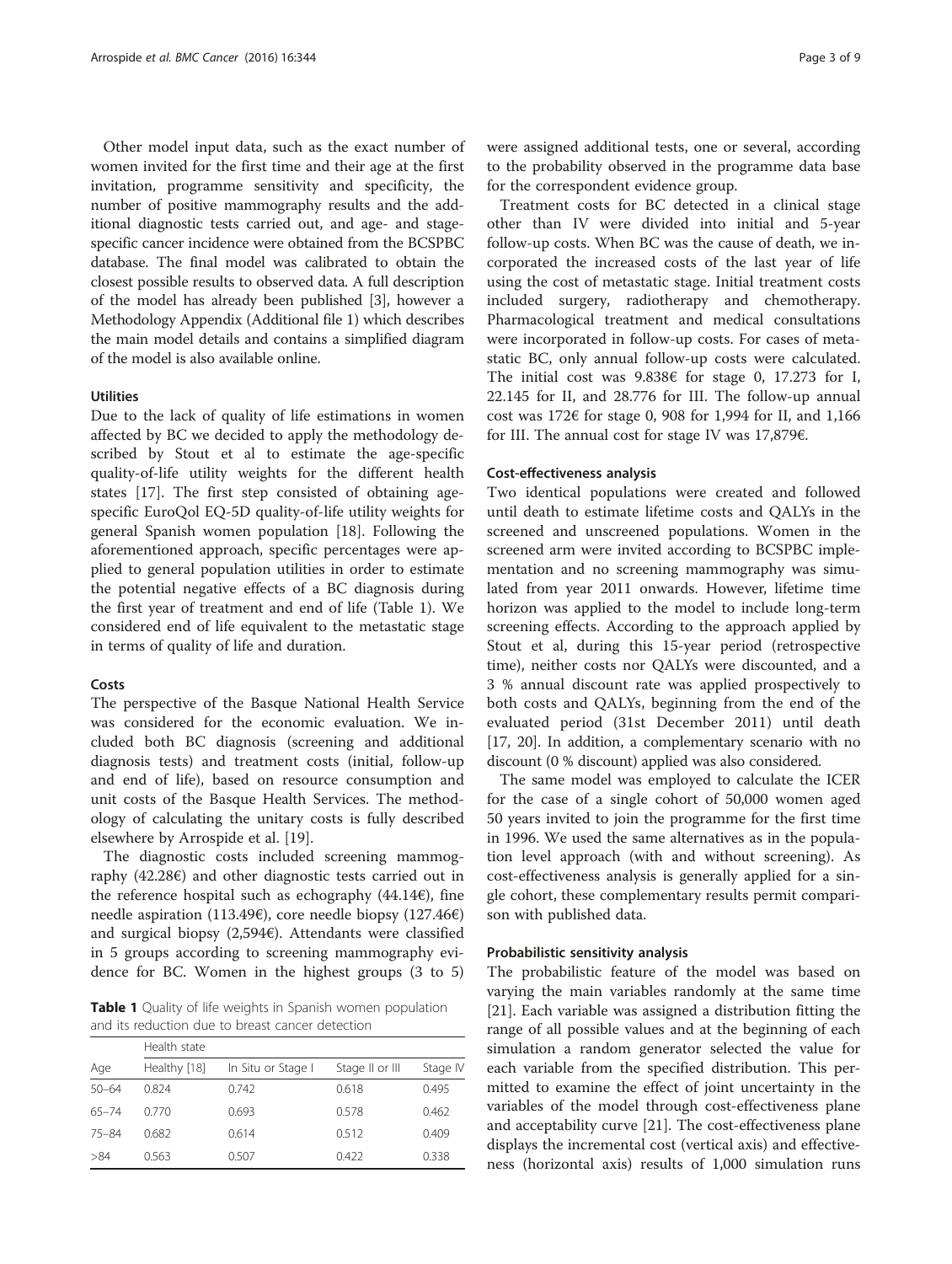Other model input data, such as the exact number of women invited for the first time and their age at the first invitation, programme sensitivity and specificity, the number of positive mammography results and the additional diagnostic tests carried out, and age- and stage-specific cancer incidence were obtained from the BCSPBC database. The final model was calibrated to obtain the closest possible results to observed data. A full description of the model has already been published [3], however a Methodology Appendix (Additional file 1) which describes the main model details and contains a simplified diagram of the model is also available online.

### Utilities

Due to the lack of quality of life estimations in women affected by BC we decided to apply the methodology described by Stout et al to estimate the age-specific quality-of-life utility weights for the different health states [17]. The first step consisted of obtaining age-specific EuroQol EQ-5D quality-of-life utility weights for general Spanish women population [18]. Following the aforementioned approach, specific percentages were applied to general population utilities in order to estimate the potential negative effects of a BC diagnosis during the first year of treatment and end of life (Table 1). We considered end of life equivalent to the metastatic stage in terms of quality of life and duration.

### Costs

The perspective of the Basque National Health Service was considered for the economic evaluation. We included both BC diagnosis (screening and additional diagnosis tests) and treatment costs (initial, follow-up and end of life), based on resource consumption and unit costs of the Basque Health Services. The methodology of calculating the unitary costs is fully described elsewhere by Arrospide et al. [19].

The diagnostic costs included screening mammography (42.28€) and other diagnostic tests carried out in the reference hospital such as echography (44.14€), fine needle aspiration (113.49€), core needle biopsy (127.46€) and surgical biopsy (2,594€). Attendants were classified in 5 groups according to screening mammography evidence for BC. Women in the highest groups (3 to 5) were assigned additional tests, one or several, according to the probability observed in the programme data base for the correspondent evidence group.

**Table 1** Quality of life weights in Spanish women population and its reduction due to breast cancer detection

| | Health state | | | |
|---|---|---|---|---|
| Age | Healthy [18] | In Situ or Stage I | Stage II or III | Stage IV |
| 50–64 | 0.824 | 0.742 | 0.618 | 0.495 |
| 65–74 | 0.770 | 0.693 | 0.578 | 0.462 |
| 75–84 | 0.682 | 0.614 | 0.512 | 0.409 |
| >84 | 0.563 | 0.507 | 0.422 | 0.338 |

Treatment costs for BC detected in a clinical stage other than IV were divided into initial and 5-year follow-up costs. When BC was the cause of death, we incorporated the increased costs of the last year of life using the cost of metastatic stage. Initial treatment costs included surgery, radiotherapy and chemotherapy. Pharmacological treatment and medical consultations were incorporated in follow-up costs. For cases of metastatic BC, only annual follow-up costs were calculated. The initial cost was 9.838€ for stage 0, 17.273 for I, 22.145 for II, and 28.776 for III. The follow-up annual cost was 172€ for stage 0, 908 for 1,994 for II, and 1,166 for III. The annual cost for stage IV was 17,879€.

### Cost-effectiveness analysis

Two identical populations were created and followed until death to estimate lifetime costs and QALYs in the screened and unscreened populations. Women in the screened arm were invited according to BCSPBC implementation and no screening mammography was simulated from year 2011 onwards. However, lifetime time horizon was applied to the model to include long-term screening effects. According to the approach applied by Stout et al, during this 15-year period (retrospective time), neither costs nor QALYs were discounted, and a 3 % annual discount rate was applied prospectively to both costs and QALYs, beginning from the end of the evaluated period (31st December 2011) until death [17, 20]. In addition, a complementary scenario with no discount (0 % discount) applied was also considered.

The same model was employed to calculate the ICER for the case of a single cohort of 50,000 women aged 50 years invited to join the programme for the first time in 1996. We used the same alternatives as in the population level approach (with and without screening). As cost-effectiveness analysis is generally applied for a single cohort, these complementary results permit comparison with published data.

### Probabilistic sensitivity analysis

The probabilistic feature of the model was based on varying the main variables randomly at the same time [21]. Each variable was assigned a distribution fitting the range of all possible values and at the beginning of each simulation a random generator selected the value for each variable from the specified distribution. This permitted to examine the effect of joint uncertainty in the variables of the model through cost-effectiveness plane and acceptability curve [21]. The cost-effectiveness plane displays the incremental cost (vertical axis) and effectiveness (horizontal axis) results of 1,000 simulation runs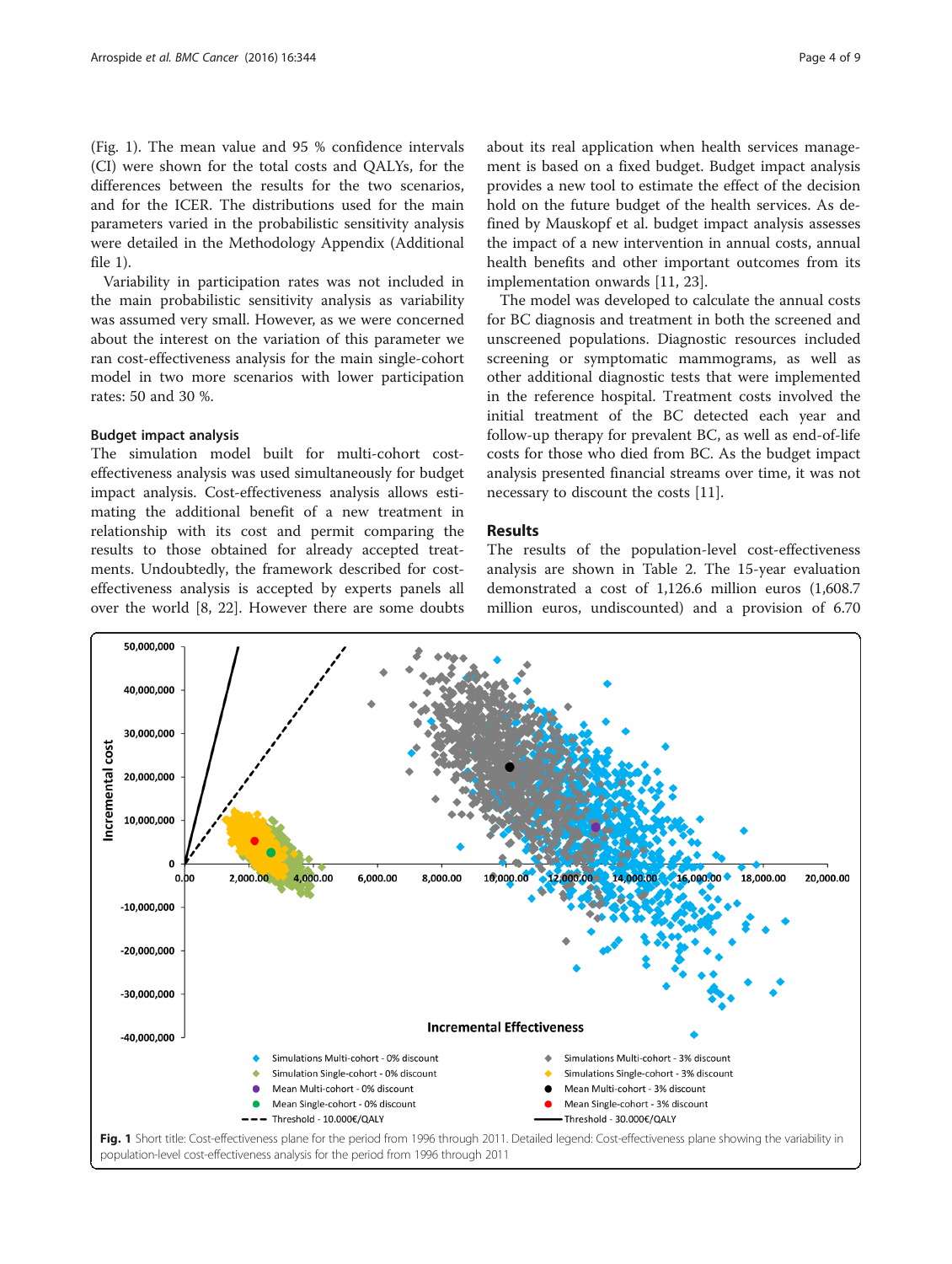(Fig. 1). The mean value and 95 % confidence intervals (CI) were shown for the total costs and QALYs, for the differences between the results for the two scenarios, and for the ICER. The distributions used for the main parameters varied in the probabilistic sensitivity analysis were detailed in the Methodology Appendix (Additional file 1).

Variability in participation rates was not included in the main probabilistic sensitivity analysis as variability was assumed very small. However, as we were concerned about the interest on the variation of this parameter we ran cost-effectiveness analysis for the main single-cohort model in two more scenarios with lower participation rates: 50 and 30 %.

### Budget impact analysis

The simulation model built for multi-cohort cost-effectiveness analysis was used simultaneously for budget impact analysis. Cost-effectiveness analysis allows estimating the additional benefit of a new treatment in relationship with its cost and permit comparing the results to those obtained for already accepted treatments. Undoubtedly, the framework described for cost-effectiveness analysis is accepted by experts panels all over the world [8, 22]. However there are some doubts about its real application when health services management is based on a fixed budget. Budget impact analysis provides a new tool to estimate the effect of the decision hold on the future budget of the health services. As defined by Mauskopf et al. budget impact analysis assesses the impact of a new intervention in annual costs, annual health benefits and other important outcomes from its implementation onwards [11, 23].

The model was developed to calculate the annual costs for BC diagnosis and treatment in both the screened and unscreened populations. Diagnostic resources included screening or symptomatic mammograms, as well as other additional diagnostic tests that were implemented in the reference hospital. Treatment costs involved the initial treatment of the BC detected each year and follow-up therapy for prevalent BC, as well as end-of-life costs for those who died from BC. As the budget impact analysis presented financial streams over time, it was not necessary to discount the costs [11].

## Results

The results of the population-level cost-effectiveness analysis are shown in Table 2. The 15-year evaluation demonstrated a cost of 1,126.6 million euros (1,608.7 million euros, undiscounted) and a provision of 6.70

**Fig. 1** Short title: Cost-effectiveness plane for the period from 1996 through 2011. Detailed legend: Cost-effectiveness plane showing the variability in population-level cost-effectiveness analysis for the period from 1996 through 2011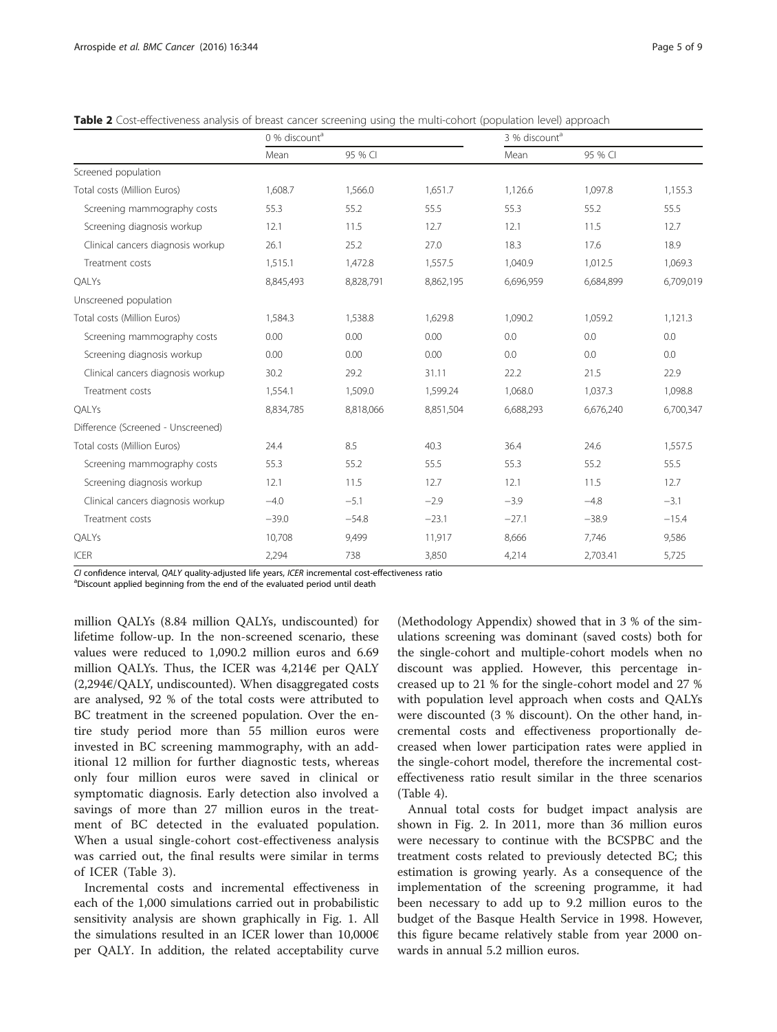**Table 2** Cost-effectiveness analysis of breast cancer screening using the multi-cohort (population level) approach

| | 0 % discount[a] | | | 3 % discount[a] | | |
|---|---|---|---|---|---|---|
| | Mean | 95 % CI | | Mean | 95 % CI | |
| Screened population | | | | | | |
| Total costs (Million Euros) | 1,608.7 | 1,566.0 | 1,651.7 | 1,126.6 | 1,097.8 | 1,155.3 |
| Screening mammography costs | 55.3 | 55.2 | 55.5 | 55.3 | 55.2 | 55.5 |
| Screening diagnosis workup | 12.1 | 11.5 | 12.7 | 12.1 | 11.5 | 12.7 |
| Clinical cancers diagnosis workup | 26.1 | 25.2 | 27.0 | 18.3 | 17.6 | 18.9 |
| Treatment costs | 1,515.1 | 1,472.8 | 1,557.5 | 1,040.9 | 1,012.5 | 1,069.3 |
| QALYs | 8,845,493 | 8,828,791 | 8,862,195 | 6,696,959 | 6,684,899 | 6,709,019 |
| Unscreened population | | | | | | |
| Total costs (Million Euros) | 1,584.3 | 1,538.8 | 1,629.8 | 1,090.2 | 1,059.2 | 1,121.3 |
| Screening mammography costs | 0.00 | 0.00 | 0.00 | 0.0 | 0.0 | 0.0 |
| Screening diagnosis workup | 0.00 | 0.00 | 0.00 | 0.0 | 0.0 | 0.0 |
| Clinical cancers diagnosis workup | 30.2 | 29.2 | 31.11 | 22.2 | 21.5 | 22.9 |
| Treatment costs | 1,554.1 | 1,509.0 | 1,599.24 | 1,068.0 | 1,037.3 | 1,098.8 |
| QALYs | 8,834,785 | 8,818,066 | 8,851,504 | 6,688,293 | 6,676,240 | 6,700,347 |
| Difference (Screened - Unscreened) | | | | | | |
| Total costs (Million Euros) | 24.4 | 8.5 | 40.3 | 36.4 | 24.6 | 1,557.5 |
| Screening mammography costs | 55.3 | 55.2 | 55.5 | 55.3 | 55.2 | 55.5 |
| Screening diagnosis workup | 12.1 | 11.5 | 12.7 | 12.1 | 11.5 | 12.7 |
| Clinical cancers diagnosis workup | −4.0 | −5.1 | −2.9 | −3.9 | −4.8 | −3.1 |
| Treatment costs | −39.0 | −54.8 | −23.1 | −27.1 | −38.9 | −15.4 |
| QALYs | 10,708 | 9,499 | 11,917 | 8,666 | 7,746 | 9,586 |
| ICER | 2,294 | 738 | 3,850 | 4,214 | 2,703.41 | 5,725 |

*CI* confidence interval, *QALY* quality-adjusted life years, *ICER* incremental cost-effectiveness ratio
[a]Discount applied beginning from the end of the evaluated period until death

million QALYs (8.84 million QALYs, undiscounted) for lifetime follow-up. In the non-screened scenario, these values were reduced to 1,090.2 million euros and 6.69 million QALYs. Thus, the ICER was 4,214€ per QALY (2,294€/QALY, undiscounted). When disaggregated costs are analysed, 92 % of the total costs were attributed to BC treatment in the screened population. Over the entire study period more than 55 million euros were invested in BC screening mammography, with an additional 12 million for further diagnostic tests, whereas only four million euros were saved in clinical or symptomatic diagnosis. Early detection also involved a savings of more than 27 million euros in the treatment of BC detected in the evaluated population. When a usual single-cohort cost-effectiveness analysis was carried out, the final results were similar in terms of ICER (Table 3).

Incremental costs and incremental effectiveness in each of the 1,000 simulations carried out in probabilistic sensitivity analysis are shown graphically in Fig. 1. All the simulations resulted in an ICER lower than 10,000€ per QALY. In addition, the related acceptability curve (Methodology Appendix) showed that in 3 % of the simulations screening was dominant (saved costs) both for the single-cohort and multiple-cohort models when no discount was applied. However, this percentage increased up to 21 % for the single-cohort model and 27 % with population level approach when costs and QALYs were discounted (3 % discount). On the other hand, incremental costs and effectiveness proportionally decreased when lower participation rates were applied in the single-cohort model, therefore the incremental cost-effectiveness ratio result similar in the three scenarios (Table 4).

Annual total costs for budget impact analysis are shown in Fig. 2. In 2011, more than 36 million euros were necessary to continue with the BCSPBC and the treatment costs related to previously detected BC; this estimation is growing yearly. As a consequence of the implementation of the screening programme, it had been necessary to add up to 9.2 million euros to the budget of the Basque Health Service in 1998. However, this figure became relatively stable from year 2000 onwards in annual 5.2 million euros.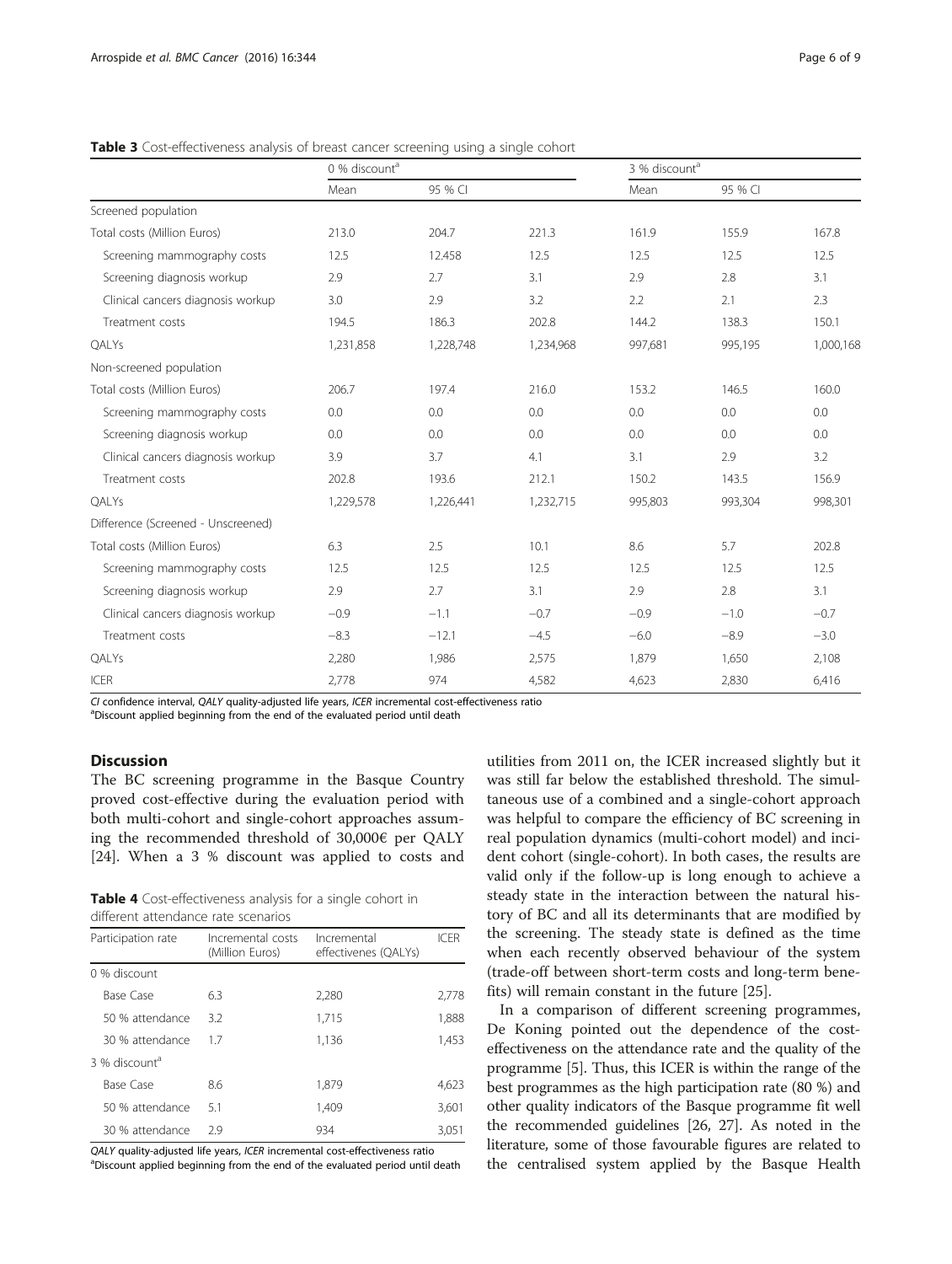**Table 3** Cost-effectiveness analysis of breast cancer screening using a single cohort

| | 0 % discount[a] | | | 3 % discount[a] | | |
|---|---|---|---|---|---|---|
| | Mean | 95 % CI | | Mean | 95 % CI | |
| Screened population | | | | | | |
| Total costs (Million Euros) | 213.0 | 204.7 | 221.3 | 161.9 | 155.9 | 167.8 |
| Screening mammography costs | 12.5 | 12.458 | 12.5 | 12.5 | 12.5 | 12.5 |
| Screening diagnosis workup | 2.9 | 2.7 | 3.1 | 2.9 | 2.8 | 3.1 |
| Clinical cancers diagnosis workup | 3.0 | 2.9 | 3.2 | 2.2 | 2.1 | 2.3 |
| Treatment costs | 194.5 | 186.3 | 202.8 | 144.2 | 138.3 | 150.1 |
| QALYs | 1,231,858 | 1,228,748 | 1,234,968 | 997,681 | 995,195 | 1,000,168 |
| Non-screened population | | | | | | |
| Total costs (Million Euros) | 206.7 | 197.4 | 216.0 | 153.2 | 146.5 | 160.0 |
| Screening mammography costs | 0.0 | 0.0 | 0.0 | 0.0 | 0.0 | 0.0 |
| Screening diagnosis workup | 0.0 | 0.0 | 0.0 | 0.0 | 0.0 | 0.0 |
| Clinical cancers diagnosis workup | 3.9 | 3.7 | 4.1 | 3.1 | 2.9 | 3.2 |
| Treatment costs | 202.8 | 193.6 | 212.1 | 150.2 | 143.5 | 156.9 |
| QALYs | 1,229,578 | 1,226,441 | 1,232,715 | 995,803 | 993,304 | 998,301 |
| Difference (Screened - Unscreened) | | | | | | |
| Total costs (Million Euros) | 6.3 | 2.5 | 10.1 | 8.6 | 5.7 | 202.8 |
| Screening mammography costs | 12.5 | 12.5 | 12.5 | 12.5 | 12.5 | 12.5 |
| Screening diagnosis workup | 2.9 | 2.7 | 3.1 | 2.9 | 2.8 | 3.1 |
| Clinical cancers diagnosis workup | −0.9 | −1.1 | −0.7 | −0.9 | −1.0 | −0.7 |
| Treatment costs | −8.3 | −12.1 | −4.5 | −6.0 | −8.9 | −3.0 |
| QALYs | 2,280 | 1,986 | 2,575 | 1,879 | 1,650 | 2,108 |
| ICER | 2,778 | 974 | 4,582 | 4,623 | 2,830 | 6,416 |

*CI* confidence interval, *QALY* quality-adjusted life years, *ICER* incremental cost-effectiveness ratio
[a]Discount applied beginning from the end of the evaluated period until death

**Table 4** Cost-effectiveness analysis for a single cohort in different attendance rate scenarios

| Participation rate | Incremental costs (Million Euros) | Incremental effectivenes (QALYs) | ICER |
|---|---|---|---|
| 0 % discount | | | |
| Base Case | 6.3 | 2,280 | 2,778 |
| 50 % attendance | 3.2 | 1,715 | 1,888 |
| 30 % attendance | 1.7 | 1,136 | 1,453 |
| 3 % discount[a] | | | |
| Base Case | 8.6 | 1,879 | 4,623 |
| 50 % attendance | 5.1 | 1,409 | 3,601 |
| 30 % attendance | 2.9 | 934 | 3,051 |

*QALY* quality-adjusted life years, *ICER* incremental cost-effectiveness ratio
[a]Discount applied beginning from the end of the evaluated period until death

## Discussion

The BC screening programme in the Basque Country proved cost-effective during the evaluation period with both multi-cohort and single-cohort approaches assuming the recommended threshold of 30,000€ per QALY [24]. When a 3 % discount was applied to costs and utilities from 2011 on, the ICER increased slightly but it was still far below the established threshold. The simultaneous use of a combined and a single-cohort approach was helpful to compare the efficiency of BC screening in real population dynamics (multi-cohort model) and incident cohort (single-cohort). In both cases, the results are valid only if the follow-up is long enough to achieve a steady state in the interaction between the natural history of BC and all its determinants that are modified by the screening. The steady state is defined as the time when each recently observed behaviour of the system (trade-off between short-term costs and long-term benefits) will remain constant in the future [25].

In a comparison of different screening programmes, De Koning pointed out the dependence of the cost-effectiveness on the attendance rate and the quality of the programme [5]. Thus, this ICER is within the range of the best programmes as the high participation rate (80 %) and other quality indicators of the Basque programme fit well the recommended guidelines [26, 27]. As noted in the literature, some of those favourable figures are related to the centralised system applied by the Basque Health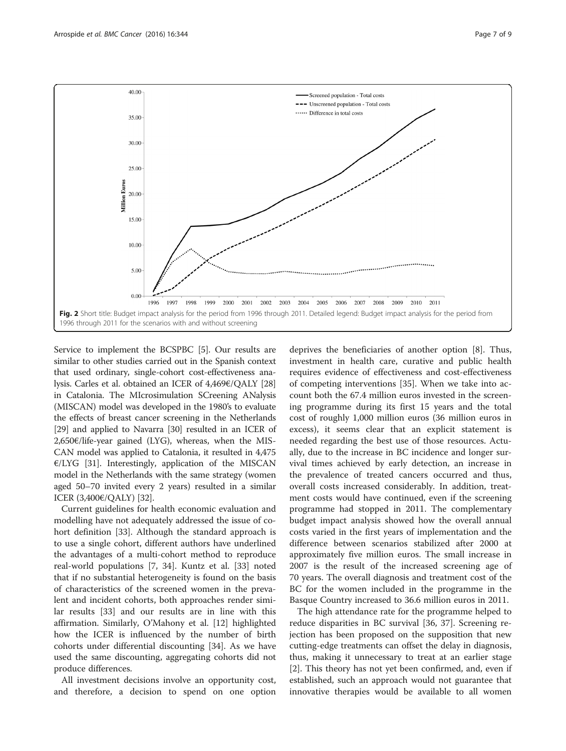Fig. 2 Short title: Budget impact analysis for the period from 1996 through 2011. Detailed legend: Budget impact analysis for the period from 1996 through 2011 for the scenarios with and without screening

Service to implement the BCSPBC [5]. Our results are similar to other studies carried out in the Spanish context that used ordinary, single-cohort cost-effectiveness analysis. Carles et al. obtained an ICER of 4,469€/QALY [28] in Catalonia. The MIcrosimulation SCreening ANalysis (MISCAN) model was developed in the 1980's to evaluate the effects of breast cancer screening in the Netherlands [29] and applied to Navarra [30] resulted in an ICER of 2,650€/life-year gained (LYG), whereas, when the MISCAN model was applied to Catalonia, it resulted in 4,475 €/LYG [31]. Interestingly, application of the MISCAN model in the Netherlands with the same strategy (women aged 50–70 invited every 2 years) resulted in a similar ICER (3,400€/QALY) [32].

Current guidelines for health economic evaluation and modelling have not adequately addressed the issue of cohort definition [33]. Although the standard approach is to use a single cohort, different authors have underlined the advantages of a multi-cohort method to reproduce real-world populations [7, 34]. Kuntz et al. [33] noted that if no substantial heterogeneity is found on the basis of characteristics of the screened women in the prevalent and incident cohorts, both approaches render similar results [33] and our results are in line with this affirmation. Similarly, O'Mahony et al. [12] highlighted how the ICER is influenced by the number of birth cohorts under differential discounting [34]. As we have used the same discounting, aggregating cohorts did not produce differences.

All investment decisions involve an opportunity cost, and therefore, a decision to spend on one option deprives the beneficiaries of another option [8]. Thus, investment in health care, curative and public health requires evidence of effectiveness and cost-effectiveness of competing interventions [35]. When we take into account both the 67.4 million euros invested in the screening programme during its first 15 years and the total cost of roughly 1,000 million euros (36 million euros in excess), it seems clear that an explicit statement is needed regarding the best use of those resources. Actually, due to the increase in BC incidence and longer survival times achieved by early detection, an increase in the prevalence of treated cancers occurred and thus, overall costs increased considerably. In addition, treatment costs would have continued, even if the screening programme had stopped in 2011. The complementary budget impact analysis showed how the overall annual costs varied in the first years of implementation and the difference between scenarios stabilized after 2000 at approximately five million euros. The small increase in 2007 is the result of the increased screening age of 70 years. The overall diagnosis and treatment cost of the BC for the women included in the programme in the Basque Country increased to 36.6 million euros in 2011.

The high attendance rate for the programme helped to reduce disparities in BC survival [36, 37]. Screening rejection has been proposed on the supposition that new cutting-edge treatments can offset the delay in diagnosis, thus, making it unnecessary to treat at an earlier stage [2]. This theory has not yet been confirmed, and, even if established, such an approach would not guarantee that innovative therapies would be available to all women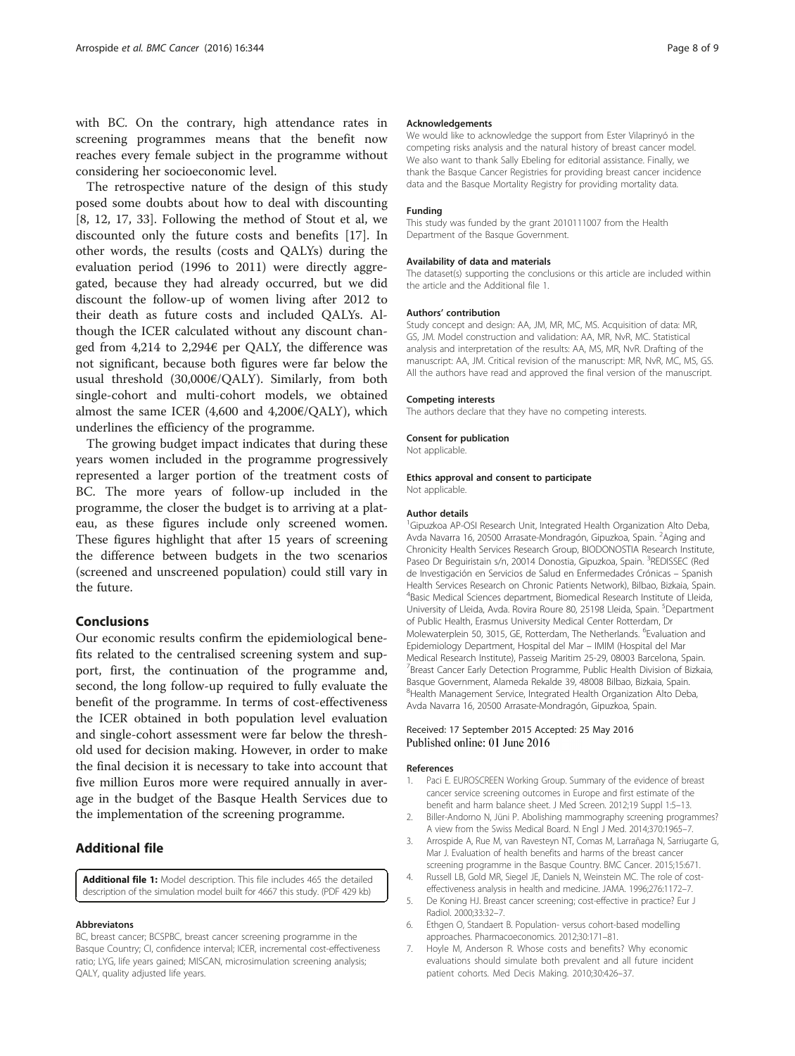with BC. On the contrary, high attendance rates in screening programmes means that the benefit now reaches every female subject in the programme without considering her socioeconomic level.

The retrospective nature of the design of this study posed some doubts about how to deal with discounting [8, 12, 17, 33]. Following the method of Stout et al, we discounted only the future costs and benefits [17]. In other words, the results (costs and QALYs) during the evaluation period (1996 to 2011) were directly aggregated, because they had already occurred, but we did discount the follow-up of women living after 2012 to their death as future costs and included QALYs. Although the ICER calculated without any discount changed from 4,214 to 2,294€ per QALY, the difference was not significant, because both figures were far below the usual threshold (30,000€/QALY). Similarly, from both single-cohort and multi-cohort models, we obtained almost the same ICER (4,600 and 4,200€/QALY), which underlines the efficiency of the programme.

The growing budget impact indicates that during these years women included in the programme progressively represented a larger portion of the treatment costs of BC. The more years of follow-up included in the programme, the closer the budget is to arriving at a plateau, as these figures include only screened women. These figures highlight that after 15 years of screening the difference between budgets in the two scenarios (screened and unscreened population) could still vary in the future.

## Conclusions

Our economic results confirm the epidemiological benefits related to the centralised screening system and support, first, the continuation of the programme and, second, the long follow-up required to fully evaluate the benefit of the programme. In terms of cost-effectiveness the ICER obtained in both population level evaluation and single-cohort assessment were far below the threshold used for decision making. However, in order to make the final decision it is necessary to take into account that five million Euros more were required annually in average in the budget of the Basque Health Services due to the implementation of the screening programme.

## Additional file

**Additional file 1:** Model description. This file includes 465 the detailed description of the simulation model built for 4667 this study. (PDF 429 kb)

#### Abbreviatons

BC, breast cancer; BCSPBC, breast cancer screening programme in the Basque Country; CI, confidence interval; ICER, incremental cost-effectiveness ratio; LYG, life years gained; MISCAN, microsimulation screening analysis; QALY, quality adjusted life years.

#### Acknowledgements

We would like to acknowledge the support from Ester Vilaprinyó in the competing risks analysis and the natural history of breast cancer model. We also want to thank Sally Ebeling for editorial assistance. Finally, we thank the Basque Cancer Registries for providing breast cancer incidence data and the Basque Mortality Registry for providing mortality data.

#### Funding

This study was funded by the grant 2010111007 from the Health Department of the Basque Government.

#### Availability of data and materials

The dataset(s) supporting the conclusions or this article are included within the article and the Additional file 1.

#### Authors' contribution

Study concept and design: AA, JM, MR, MC, MS. Acquisition of data: MR, GS, JM. Model construction and validation: AA, MR, NvR, MC. Statistical analysis and interpretation of the results: AA, MS, MR, NvR. Drafting of the manuscript: AA, JM. Critical revision of the manuscript: MR, NvR, MC, MS, GS. All the authors have read and approved the final version of the manuscript.

#### Competing interests

The authors declare that they have no competing interests.

#### Consent for publication

Not applicable.

#### Ethics approval and consent to participate

Not applicable.

#### Author details

[1]Gipuzkoa AP-OSI Research Unit, Integrated Health Organization Alto Deba, Avda Navarra 16, 20500 Arrasate-Mondragón, Gipuzkoa, Spain. [2]Aging and Chronicity Health Services Research Group, BIODONOSTIA Research Institute, Paseo Dr Beguiristain s/n, 20014 Donostia, Gipuzkoa, Spain. [3]REDISSEC (Red de Investigación en Servicios de Salud en Enfermedades Crónicas – Spanish Health Services Research on Chronic Patients Network), Bilbao, Bizkaia, Spain. [4]Basic Medical Sciences department, Biomedical Research Institute of Lleida, University of Lleida, Avda. Rovira Roure 80, 25198 Lleida, Spain. [5]Department of Public Health, Erasmus University Medical Center Rotterdam, Dr Molewaterplein 50, 3015, GE, Rotterdam, The Netherlands. [6]Evaluation and Epidemiology Department, Hospital del Mar – IMIM (Hospital del Mar Medical Research Institute), Passeig Maritim 25-29, 08003 Barcelona, Spain. [7]Breast Cancer Early Detection Programme, Public Health Division of Bizkaia, Basque Government, Alameda Rekalde 39, 48008 Bilbao, Bizkaia, Spain. [8]Health Management Service, Integrated Health Organization Alto Deba, Avda Navarra 16, 20500 Arrasate-Mondragón, Gipuzkoa, Spain.

Received: 17 September 2015 Accepted: 25 May 2016
Published online: 01 June 2016

#### References

1. Paci E. EUROSCREEN Working Group. Summary of the evidence of breast cancer service screening outcomes in Europe and first estimate of the benefit and harm balance sheet. J Med Screen. 2012;19 Suppl 1:5–13.
2. Biller-Andorno N, Jüni P. Abolishing mammography screening programmes? A view from the Swiss Medical Board. N Engl J Med. 2014;370:1965–7.
3. Arrospide A, Rue M, van Ravesteyn NT, Comas M, Larrañaga N, Sarriugarte G, Mar J. Evaluation of health benefits and harms of the breast cancer screening programme in the Basque Country. BMC Cancer. 2015;15:671.
4. Russell LB, Gold MR, Siegel JE, Daniels N, Weinstein MC. The role of cost-effectiveness analysis in health and medicine. JAMA. 1996;276:1172–7.
5. De Koning HJ. Breast cancer screening; cost-effective in practice? Eur J Radiol. 2000;33:32–7.
6. Ethgen O, Standaert B. Population- versus cohort-based modelling approaches. Pharmacoeconomics. 2012;30:171–81.
7. Hoyle M, Anderson R. Whose costs and benefits? Why economic evaluations should simulate both prevalent and all future incident patient cohorts. Med Decis Making. 2010;30:426–37.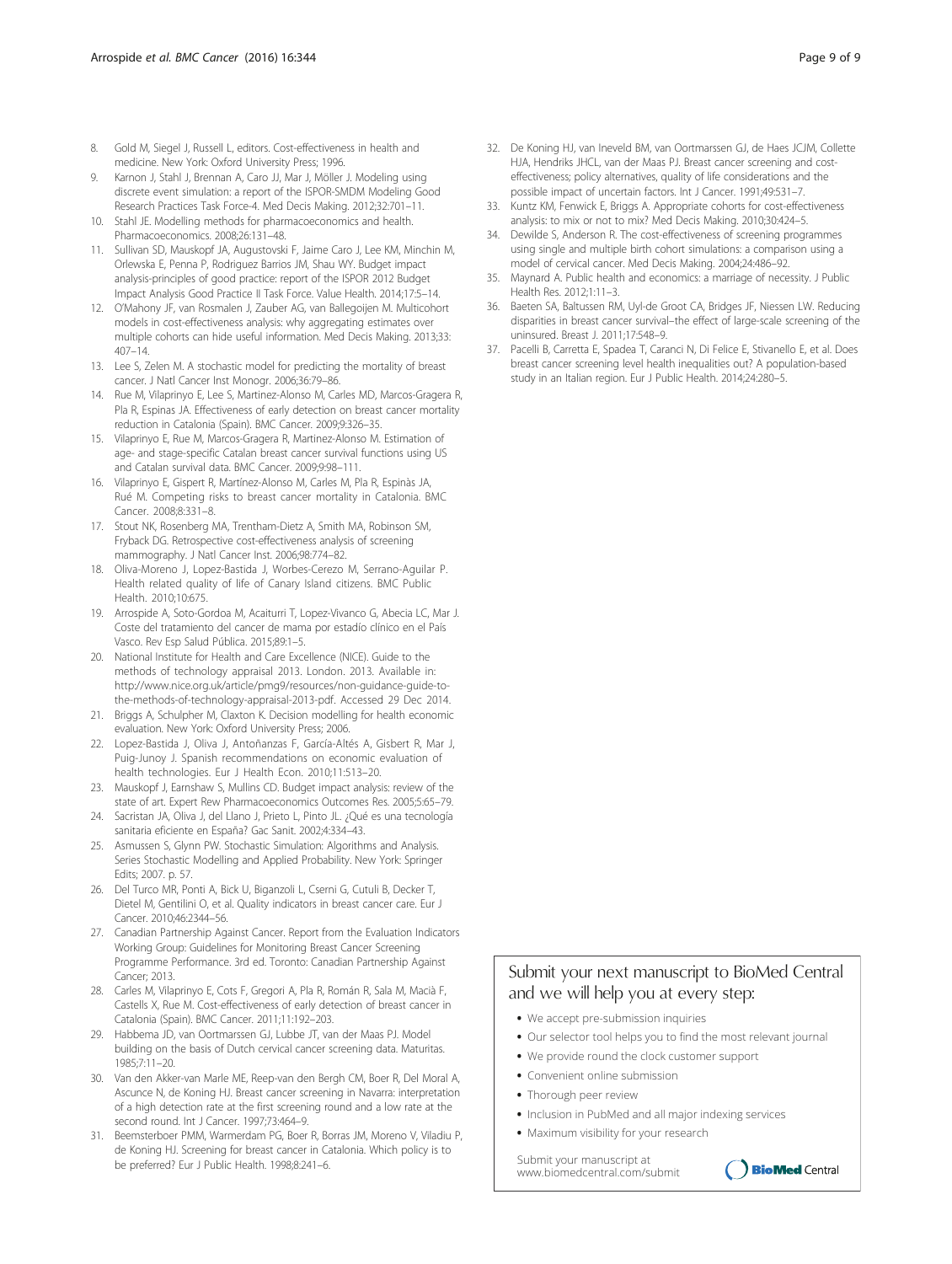8. Gold M, Siegel J, Russell L, editors. Cost-effectiveness in health and medicine. New York: Oxford University Press; 1996.
9. Karnon J, Stahl J, Brennan A, Caro JJ, Mar J, Möller J. Modeling using discrete event simulation: a report of the ISPOR-SMDM Modeling Good Research Practices Task Force-4. Med Decis Making. 2012;32:701–11.
10. Stahl JE. Modelling methods for pharmacoeconomics and health. Pharmacoeconomics. 2008;26:131–48.
11. Sullivan SD, Mauskopf JA, Augustovski F, Jaime Caro J, Lee KM, Minchin M, Orlewska E, Penna P, Rodriguez Barrios JM, Shau WY. Budget impact analysis-principles of good practice: report of the ISPOR 2012 Budget Impact Analysis Good Practice II Task Force. Value Health. 2014;17:5–14.
12. O'Mahony JF, van Rosmalen J, Zauber AG, van Ballegooijen M. Multicohort models in cost-effectiveness analysis: why aggregating estimates over multiple cohorts can hide useful information. Med Decis Making. 2013;33:407–14.
13. Lee S, Zelen M. A stochastic model for predicting the mortality of breast cancer. J Natl Cancer Inst Monogr. 2006;36:79–86.
14. Rue M, Vilaprinyo E, Lee S, Martinez-Alonso M, Carles MD, Marcos-Gragera R, Pla R, Espinas JA. Effectiveness of early detection on breast cancer mortality reduction in Catalonia (Spain). BMC Cancer. 2009;9:326–35.
15. Vilaprinyo E, Rue M, Marcos-Gragera R, Martinez-Alonso M. Estimation of age- and stage-specific Catalan breast cancer survival functions using US and Catalan survival data. BMC Cancer. 2009;9:98–111.
16. Vilaprinyo E, Gispert R, Martínez-Alonso M, Carles M, Pla R, Espinàs JA, Rué M. Competing risks to breast cancer mortality in Catalonia. BMC Cancer. 2008;8:331–8.
17. Stout NK, Rosenberg MA, Trentham-Dietz A, Smith MA, Robinson SM, Fryback DG. Retrospective cost-effectiveness analysis of screening mammography. J Natl Cancer Inst. 2006;98:774–82.
18. Oliva-Moreno J, Lopez-Bastida J, Worbes-Cerezo M, Serrano-Aguilar P. Health related quality of life of Canary Island citizens. BMC Public Health. 2010;10:675.
19. Arrospide A, Soto-Gordoa M, Acaiturri T, Lopez-Vivanco G, Abecia LC, Mar J. Coste del tratamiento del cancer de mama por estadío clínico en el País Vasco. Rev Esp Salud Pública. 2015;89:1–5.
20. National Institute for Health and Care Excellence (NICE). Guide to the methods of technology appraisal 2013. London. 2013. Available in: http://www.nice.org.uk/article/pmg9/resources/non-guidance-guide-to-the-methods-of-technology-appraisal-2013-pdf. Accessed 29 Dec 2014.
21. Briggs A, Schulpher M, Claxton K. Decision modelling for health economic evaluation. New York: Oxford University Press; 2006.
22. Lopez-Bastida J, Oliva J, Antoñanzas F, García-Altés A, Gisbert R, Mar J, Puig-Junoy J. Spanish recommendations on economic evaluation of health technologies. Eur J Health Econ. 2010;11:513–20.
23. Mauskopf J, Earnshaw S, Mullins CD. Budget impact analysis: review of the state of art. Expert Rew Pharmacoeconomics Outcomes Res. 2005;5:65–79.
24. Sacristan JA, Oliva J, del Llano J, Prieto L, Pinto JL. ¿Qué es una tecnología sanitaria eficiente en España? Gac Sanit. 2002;4:334–43.
25. Asmussen S, Glynn PW. Stochastic Simulation: Algorithms and Analysis. Series Stochastic Modelling and Applied Probability. New York: Springer Edits; 2007. p. 57.
26. Del Turco MR, Ponti A, Bick U, Biganzoli L, Cserni G, Cutuli B, Decker T, Dietel M, Gentilini O, et al. Quality indicators in breast cancer care. Eur J Cancer. 2010;46:2344–56.
27. Canadian Partnership Against Cancer. Report from the Evaluation Indicators Working Group: Guidelines for Monitoring Breast Cancer Screening Programme Performance. 3rd ed. Toronto: Canadian Partnership Against Cancer; 2013.
28. Carles M, Vilaprinyo E, Cots F, Gregori A, Pla R, Román R, Sala M, Macià F, Castells X, Rue M. Cost-effectiveness of early detection of breast cancer in Catalonia (Spain). BMC Cancer. 2011;11:192–203.
29. Habbema JD, van Oortmarssen GJ, Lubbe JT, van der Maas PJ. Model building on the basis of Dutch cervical cancer screening data. Maturitas. 1985;7:11–20.
30. Van den Akker-van Marle ME, Reep-van den Bergh CM, Boer R, Del Moral A, Ascunce N, de Koning HJ. Breast cancer screening in Navarra: interpretation of a high detection rate at the first screening round and a low rate at the second round. Int J Cancer. 1997;73:464–9.
31. Beemsterboer PMM, Warmerdam PG, Boer R, Borras JM, Moreno V, Viladiu P, de Koning HJ. Screening for breast cancer in Catalonia. Which policy is to be preferred? Eur J Public Health. 1998;8:241–6.
32. De Koning HJ, van Ineveld BM, van Oortmarssen GJ, de Haes JCJM, Collette HJA, Hendriks JHCL, van der Maas PJ. Breast cancer screening and cost-effectiveness; policy alternatives, quality of life considerations and the possible impact of uncertain factors. Int J Cancer. 1991;49:531–7.
33. Kuntz KM, Fenwick E, Briggs A. Appropriate cohorts for cost-effectiveness analysis: to mix or not to mix? Med Decis Making. 2010;30:424–5.
34. Dewilde S, Anderson R. The cost-effectiveness of screening programmes using single and multiple birth cohort simulations: a comparison using a model of cervical cancer. Med Decis Making. 2004;24:486–92.
35. Maynard A. Public health and economics: a marriage of necessity. J Public Health Res. 2012;1:11–3.
36. Baeten SA, Baltussen RM, Uyl-de Groot CA, Bridges JF, Niessen LW. Reducing disparities in breast cancer survival–the effect of large-scale screening of the uninsured. Breast J. 2011;17:548–9.
37. Pacelli B, Carretta E, Spadea T, Caranci N, Di Felice E, Stivanello E, et al. Does breast cancer screening level health inequalities out? A population-based study in an Italian region. Eur J Public Health. 2014;24:280–5.

Submit your next manuscript to BioMed Central and we will help you at every step:

- We accept pre-submission inquiries
- Our selector tool helps you to find the most relevant journal
- We provide round the clock customer support
- Convenient online submission
- Thorough peer review
- Inclusion in PubMed and all major indexing services
- Maximum visibility for your research

Submit your manuscript at www.biomedcentral.com/submit

BioMed Central